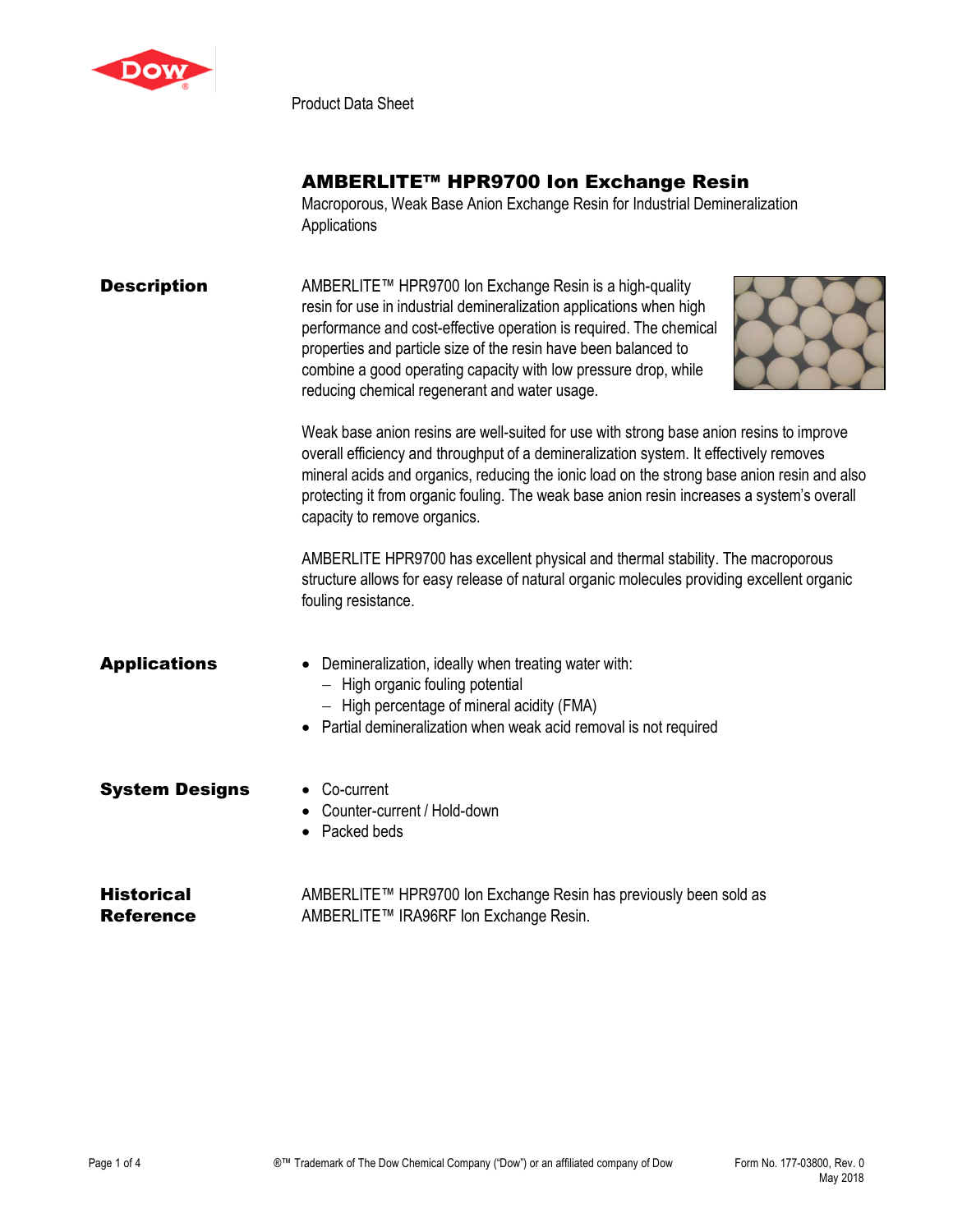Product Data Sheet

# AMBERLITE™ HPR9700 Ion Exchange Resin

Macroporous, Weak Base Anion Exchange Resin for Industrial Demineralization Applications

## Description

AMBERLITE™ HPR9700 Ion Exchange Resin is a high-quality resin for use in industrial demineralization applications when high performance and cost-effective operation is required. The chemical properties and particle size of the resin have been balanced to combine a good operating capacity with low pressure drop, while reducing chemical regenerant and water usage.

Weak base anion resins are well-suited for use with strong base anion resins to improve overall efficiency and throughput of a demineralization system. It effectively removes mineral acids and organics, reducing the ionic load on the strong base anion resin and also protecting it from organic fouling. The weak base anion resin increases a system's overall capacity to remove organics.

AMBERLITE HPR9700 has excellent physical and thermal stability. The macroporous structure allows for easy release of natural organic molecules providing excellent organic fouling resistance.

## Applications

- Demineralization, ideally when treating water with:
  - High organic fouling potential
  - High percentage of mineral acidity (FMA)
- Partial demineralization when weak acid removal is not required

## System Designs

- Co-current
- Counter-current / Hold-down
- Packed beds

## Historical Reference

AMBERLITE™ HPR9700 Ion Exchange Resin has previously been sold as AMBERLITE™ IRA96RF Ion Exchange Resin.

®™ Trademark of The Dow Chemical Company ("Dow") or an affiliated company of Dow

Form No. 177-03800, Rev. 0
May 2018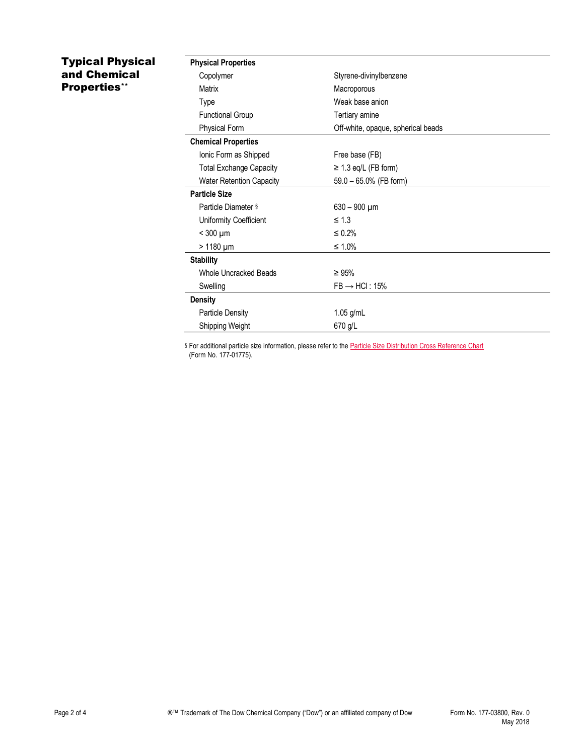## Typical Physical and Chemical Properties**

| | |
|---|---|
| **Physical Properties** | |
| Copolymer | Styrene-divinylbenzene |
| Matrix | Macroporous |
| Type | Weak base anion |
| Functional Group | Tertiary amine |
| Physical Form | Off-white, opaque, spherical beads |
| **Chemical Properties** | |
| Ionic Form as Shipped | Free base (FB) |
| Total Exchange Capacity | ≥ 1.3 eq/L (FB form) |
| Water Retention Capacity | 59.0 – 65.0% (FB form) |
| **Particle Size** | |
| Particle Diameter § | 630 – 900 µm |
| Uniformity Coefficient | ≤ 1.3 |
| < 300 µm | ≤ 0.2% |
| > 1180 µm | ≤ 1.0% |
| **Stability** | |
| Whole Uncracked Beads | ≥ 95% |
| Swelling | FB → HCl : 15% |
| **Density** | |
| Particle Density | 1.05 g/mL |
| Shipping Weight | 670 g/L |

§ For additional particle size information, please refer to the Particle Size Distribution Cross Reference Chart (Form No. 177-01775).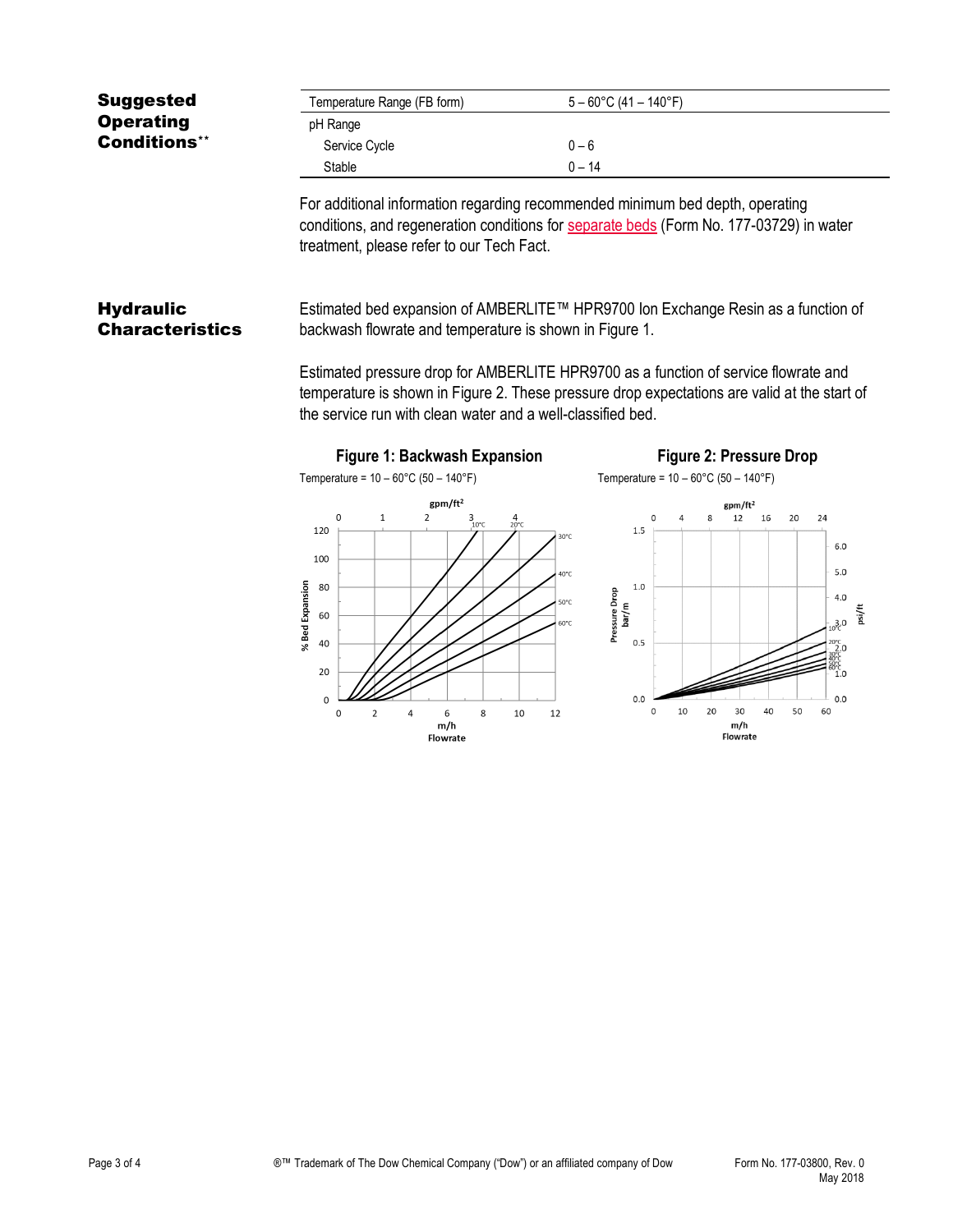## Suggested Operating Conditions**

| Temperature Range (FB form) | 5 – 60°C (41 – 140°F) |
|---|---|
| pH Range | |
| Service Cycle | 0 – 6 |
| Stable | 0 – 14 |

For additional information regarding recommended minimum bed depth, operating conditions, and regeneration conditions for separate beds (Form No. 177-03729) in water treatment, please refer to our Tech Fact.

## Hydraulic Characteristics

Estimated bed expansion of AMBERLITE™ HPR9700 Ion Exchange Resin as a function of backwash flowrate and temperature is shown in Figure 1.

Estimated pressure drop for AMBERLITE HPR9700 as a function of service flowrate and temperature is shown in Figure 2. These pressure drop expectations are valid at the start of the service run with clean water and a well-classified bed.

**Figure 1: Backwash Expansion**

Temperature = 10 – 60°C (50 – 140°F)

**Figure 2: Pressure Drop**

Temperature = 10 – 60°C (50 – 140°F)

Form No. 177-03800, Rev. 0
May 2018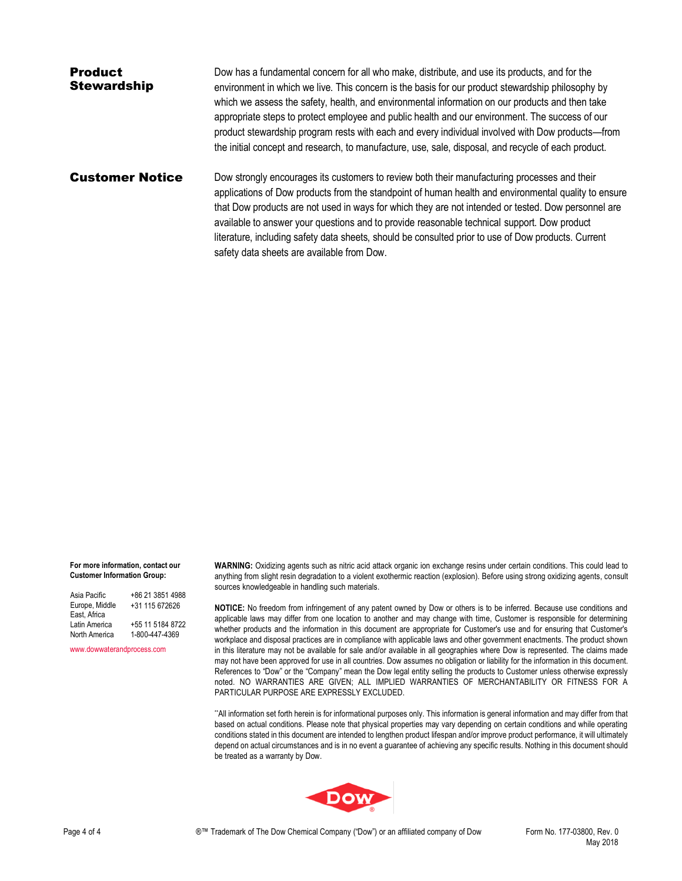## Product Stewardship

Dow has a fundamental concern for all who make, distribute, and use its products, and for the environment in which we live. This concern is the basis for our product stewardship philosophy by which we assess the safety, health, and environmental information on our products and then take appropriate steps to protect employee and public health and our environment. The success of our product stewardship program rests with each and every individual involved with Dow products—from the initial concept and research, to manufacture, use, sale, disposal, and recycle of each product.

## Customer Notice

Dow strongly encourages its customers to review both their manufacturing processes and their applications of Dow products from the standpoint of human health and environmental quality to ensure that Dow products are not used in ways for which they are not intended or tested. Dow personnel are available to answer your questions and to provide reasonable technical support. Dow product literature, including safety data sheets, should be consulted prior to use of Dow products. Current safety data sheets are available from Dow.

**For more information, contact our Customer Information Group:**

| | |
|---|---|
| Asia Pacific | +86 21 3851 4988 |
| Europe, Middle East, Africa | +31 115 672626 |
| Latin America | +55 11 5184 8722 |
| North America | 1-800-447-4369 |

www.dowwaterandprocess.com

**WARNING:** Oxidizing agents such as nitric acid attack organic ion exchange resins under certain conditions. This could lead to anything from slight resin degradation to a violent exothermic reaction (explosion). Before using strong oxidizing agents, consult sources knowledgeable in handling such materials.

**NOTICE:** No freedom from infringement of any patent owned by Dow or others is to be inferred. Because use conditions and applicable laws may differ from one location to another and may change with time, Customer is responsible for determining whether products and the information in this document are appropriate for Customer's use and for ensuring that Customer's workplace and disposal practices are in compliance with applicable laws and other government enactments. The product shown in this literature may not be available for sale and/or available in all geographies where Dow is represented. The claims made may not have been approved for use in all countries. Dow assumes no obligation or liability for the information in this document. References to "Dow" or the "Company" mean the Dow legal entity selling the products to Customer unless otherwise expressly noted. NO WARRANTIES ARE GIVEN; ALL IMPLIED WARRANTIES OF MERCHANTABILITY OR FITNESS FOR A PARTICULAR PURPOSE ARE EXPRESSLY EXCLUDED.

**All information set forth herein is for informational purposes only. This information is general information and may differ from that based on actual conditions. Please note that physical properties may vary depending on certain conditions and while operating conditions stated in this document are intended to lengthen product lifespan and/or improve product performance, it will ultimately depend on actual circumstances and is in no event a guarantee of achieving any specific results. Nothing in this document should be treated as a warranty by Dow.

®™ Trademark of The Dow Chemical Company ("Dow") or an affiliated company of Dow

Form No. 177-03800, Rev. 0
May 2018